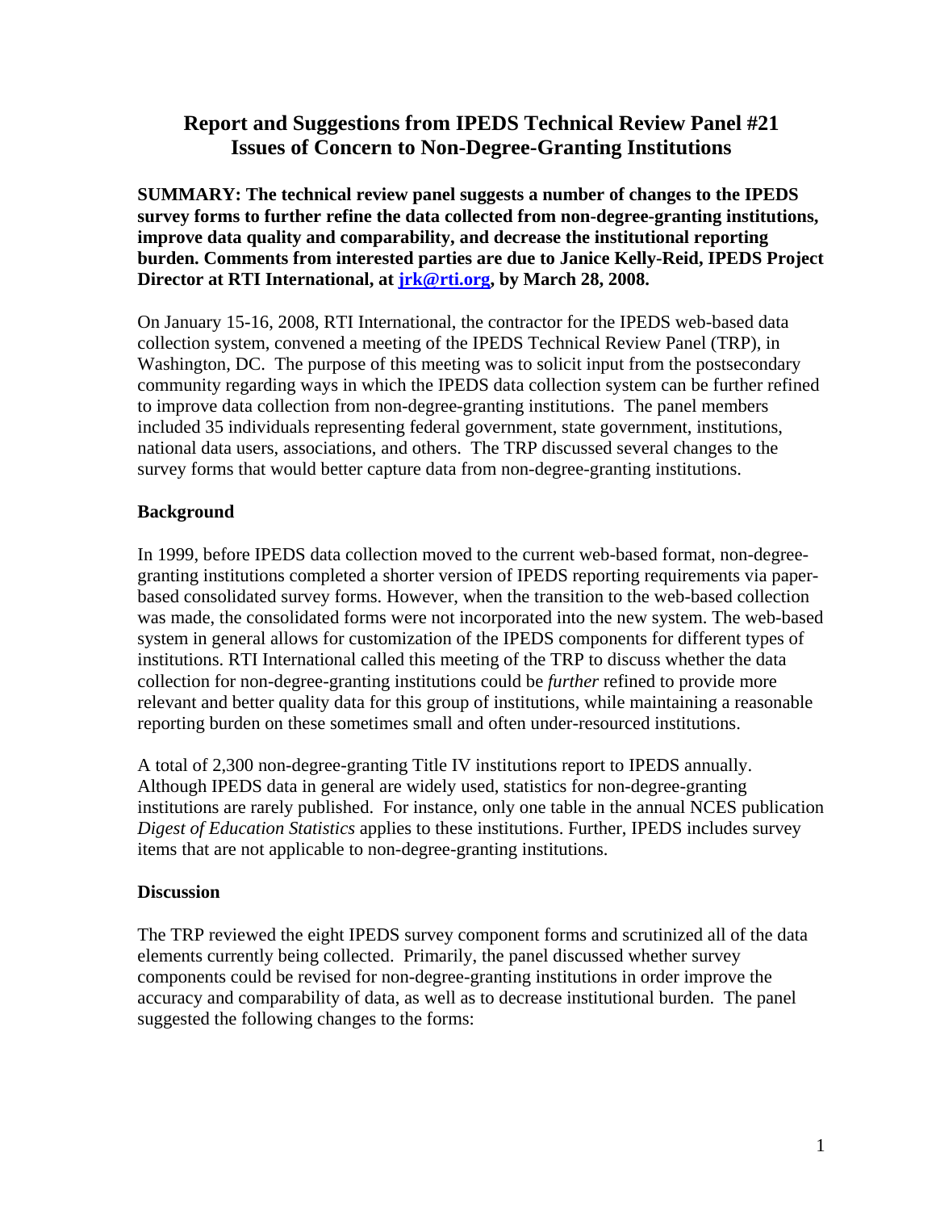# Report and Suggestions from IPEDS Technical Review Panel #21
# Issues of Concern to Non-Degree-Granting Institutions

**SUMMARY: The technical review panel suggests a number of changes to the IPEDS survey forms to further refine the data collected from non-degree-granting institutions, improve data quality and comparability, and decrease the institutional reporting burden. Comments from interested parties are due to Janice Kelly-Reid, IPEDS Project Director at RTI International, at [jrk@rti.org](mailto:jrk@rti.org), by March 28, 2008.**

On January 15-16, 2008, RTI International, the contractor for the IPEDS web-based data collection system, convened a meeting of the IPEDS Technical Review Panel (TRP), in Washington, DC. The purpose of this meeting was to solicit input from the postsecondary community regarding ways in which the IPEDS data collection system can be further refined to improve data collection from non-degree-granting institutions. The panel members included 35 individuals representing federal government, state government, institutions, national data users, associations, and others. The TRP discussed several changes to the survey forms that would better capture data from non-degree-granting institutions.

## Background

In 1999, before IPEDS data collection moved to the current web-based format, non-degree-granting institutions completed a shorter version of IPEDS reporting requirements via paper-based consolidated survey forms. However, when the transition to the web-based collection was made, the consolidated forms were not incorporated into the new system. The web-based system in general allows for customization of the IPEDS components for different types of institutions. RTI International called this meeting of the TRP to discuss whether the data collection for non-degree-granting institutions could be *further* refined to provide more relevant and better quality data for this group of institutions, while maintaining a reasonable reporting burden on these sometimes small and often under-resourced institutions.

A total of 2,300 non-degree-granting Title IV institutions report to IPEDS annually. Although IPEDS data in general are widely used, statistics for non-degree-granting institutions are rarely published. For instance, only one table in the annual NCES publication *Digest of Education Statistics* applies to these institutions. Further, IPEDS includes survey items that are not applicable to non-degree-granting institutions.

## Discussion

The TRP reviewed the eight IPEDS survey component forms and scrutinized all of the data elements currently being collected. Primarily, the panel discussed whether survey components could be revised for non-degree-granting institutions in order improve the accuracy and comparability of data, as well as to decrease institutional burden. The panel suggested the following changes to the forms: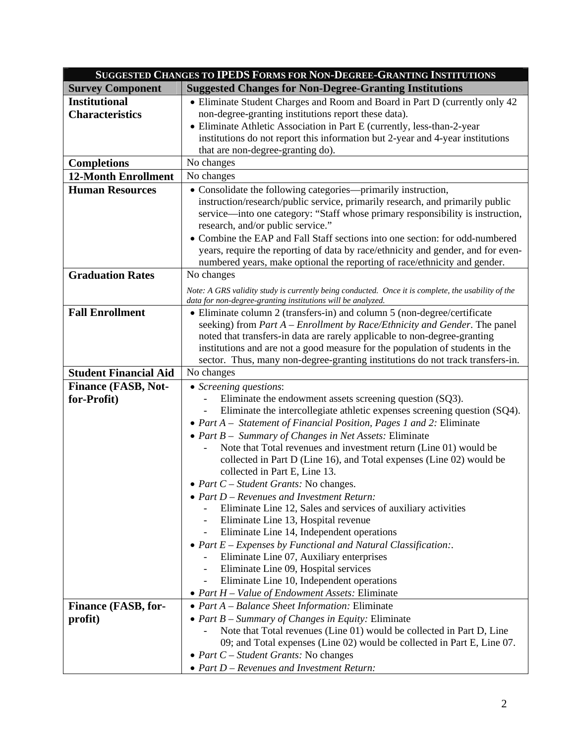| SUGGESTED CHANGES TO IPEDS FORMS FOR NON-DEGREE-GRANTING INSTITUTIONS | |
|---|---|
| **Survey Component** | **Suggested Changes for Non-Degree-Granting Institutions** |
| **Institutional Characteristics** | • Eliminate Student Charges and Room and Board in Part D (currently only 42 non-degree-granting institutions report these data).<br>• Eliminate Athletic Association in Part E (currently, less-than-2-year institutions do not report this information but 2-year and 4-year institutions that are non-degree-granting do). |
| **Completions** | No changes |
| **12-Month Enrollment** | No changes |
| **Human Resources** | • Consolidate the following categories—primarily instruction, instruction/research/public service, primarily research, and primarily public service—into one category: "Staff whose primary responsibility is instruction, research, and/or public service."<br>• Combine the EAP and Fall Staff sections into one section: for odd-numbered years, require the reporting of data by race/ethnicity and gender, and for even-numbered years, make optional the reporting of race/ethnicity and gender. |
| **Graduation Rates** | No changes<br>*Note: A GRS validity study is currently being conducted. Once it is complete, the usability of the data for non-degree-granting institutions will be analyzed.* |
| **Fall Enrollment** | • Eliminate column 2 (transfers-in) and column 5 (non-degree/certificate seeking) from *Part A – Enrollment by Race/Ethnicity and Gender*. The panel noted that transfers-in data are rarely applicable to non-degree-granting institutions and are not a good measure for the population of students in the sector. Thus, many non-degree-granting institutions do not track transfers-in. |
| **Student Financial Aid** | No changes |
| **Finance (FASB, Not-for-Profit)** | • *Screening questions*:<br>- Eliminate the endowment assets screening question (SQ3).<br>- Eliminate the intercollegiate athletic expenses screening question (SQ4).<br>• *Part A – Statement of Financial Position, Pages 1 and 2:* Eliminate<br>• *Part B – Summary of Changes in Net Assets:* Eliminate<br>- Note that Total revenues and investment return (Line 01) would be collected in Part D (Line 16), and Total expenses (Line 02) would be collected in Part E, Line 13.<br>• *Part C – Student Grants:* No changes.<br>• *Part D – Revenues and Investment Return:*<br>- Eliminate Line 12, Sales and services of auxiliary activities<br>- Eliminate Line 13, Hospital revenue<br>- Eliminate Line 14, Independent operations<br>• *Part E – Expenses by Functional and Natural Classification:*.<br>- Eliminate Line 07, Auxiliary enterprises<br>- Eliminate Line 09, Hospital services<br>- Eliminate Line 10, Independent operations<br>• *Part H – Value of Endowment Assets:* Eliminate |
| **Finance (FASB, for-profit)** | • *Part A – Balance Sheet Information:* Eliminate<br>• *Part B – Summary of Changes in Equity:* Eliminate<br>- Note that Total revenues (Line 01) would be collected in Part D, Line 09; and Total expenses (Line 02) would be collected in Part E, Line 07.<br>• *Part C – Student Grants:* No changes<br>• *Part D – Revenues and Investment Return:* |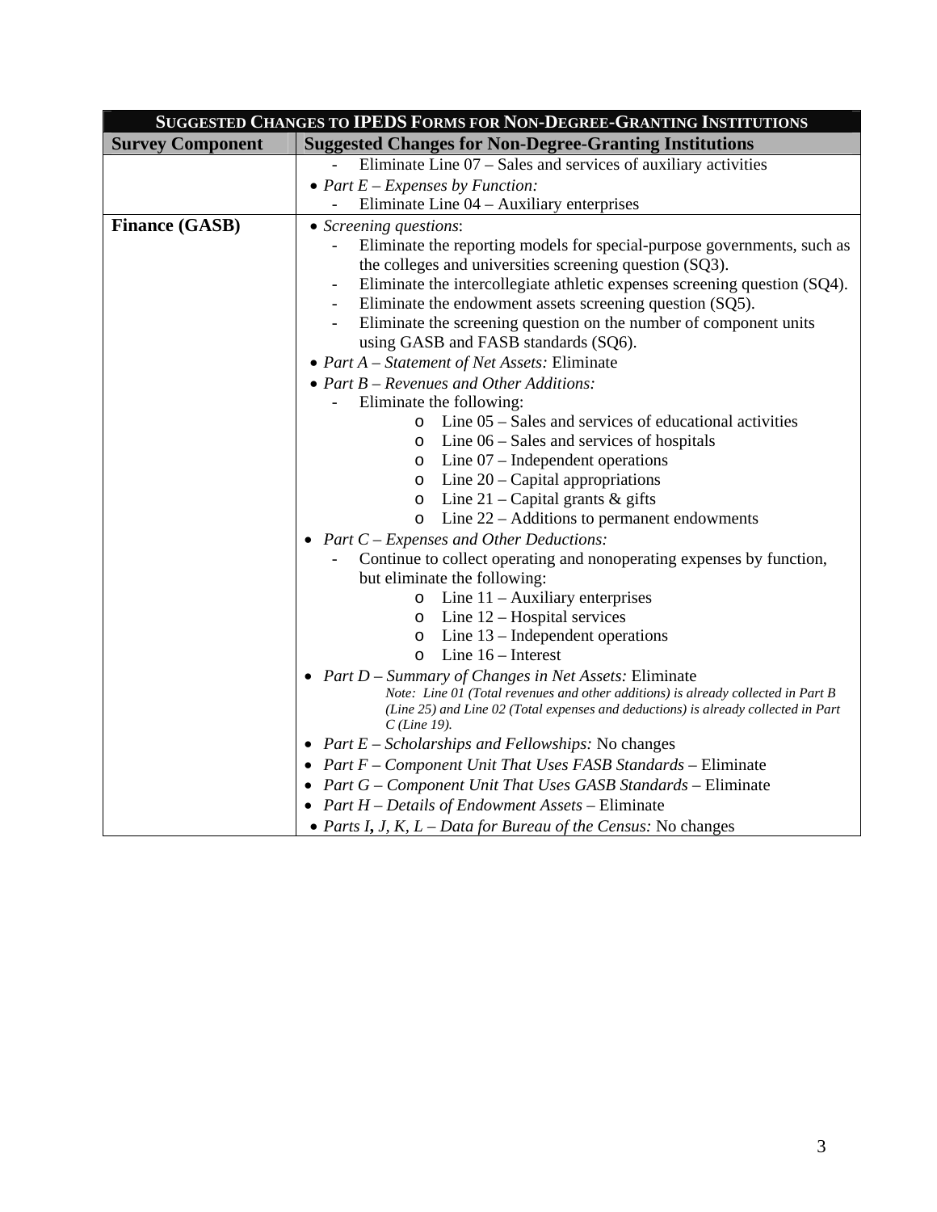| SUGGESTED CHANGES TO IPEDS FORMS FOR NON-DEGREE-GRANTING INSTITUTIONS | |
|---|---|
| **Survey Component** | **Suggested Changes for Non-Degree-Granting Institutions** |
| | - Eliminate Line 07 – Sales and services of auxiliary activities<br>• *Part E – Expenses by Function:*<br>- Eliminate Line 04 – Auxiliary enterprises |
| **Finance (GASB)** | • *Screening questions*:<br>- Eliminate the reporting models for special-purpose governments, such as the colleges and universities screening question (SQ3).<br>- Eliminate the intercollegiate athletic expenses screening question (SQ4).<br>- Eliminate the endowment assets screening question (SQ5).<br>- Eliminate the screening question on the number of component units using GASB and FASB standards (SQ6).<br>• *Part A – Statement of Net Assets:* Eliminate<br>• *Part B – Revenues and Other Additions:*<br>- Eliminate the following:<br>o Line 05 – Sales and services of educational activities<br>o Line 06 – Sales and services of hospitals<br>o Line 07 – Independent operations<br>o Line 20 – Capital appropriations<br>o Line 21 – Capital grants & gifts<br>o Line 22 – Additions to permanent endowments<br>• *Part C – Expenses and Other Deductions:*<br>- Continue to collect operating and nonoperating expenses by function, but eliminate the following:<br>o Line 11 – Auxiliary enterprises<br>o Line 12 – Hospital services<br>o Line 13 – Independent operations<br>o Line 16 – Interest<br>• *Part D – Summary of Changes in Net Assets:* Eliminate<br>*Note: Line 01 (Total revenues and other additions) is already collected in Part B (Line 25) and Line 02 (Total expenses and deductions) is already collected in Part C (Line 19).*<br>• *Part E – Scholarships and Fellowships:* No changes<br>• *Part F – Component Unit That Uses FASB Standards* – Eliminate<br>• *Part G – Component Unit That Uses GASB Standards* – Eliminate<br>• *Part H – Details of Endowment Assets* – Eliminate<br>• *Parts I, J, K, L – Data for Bureau of the Census:* No changes |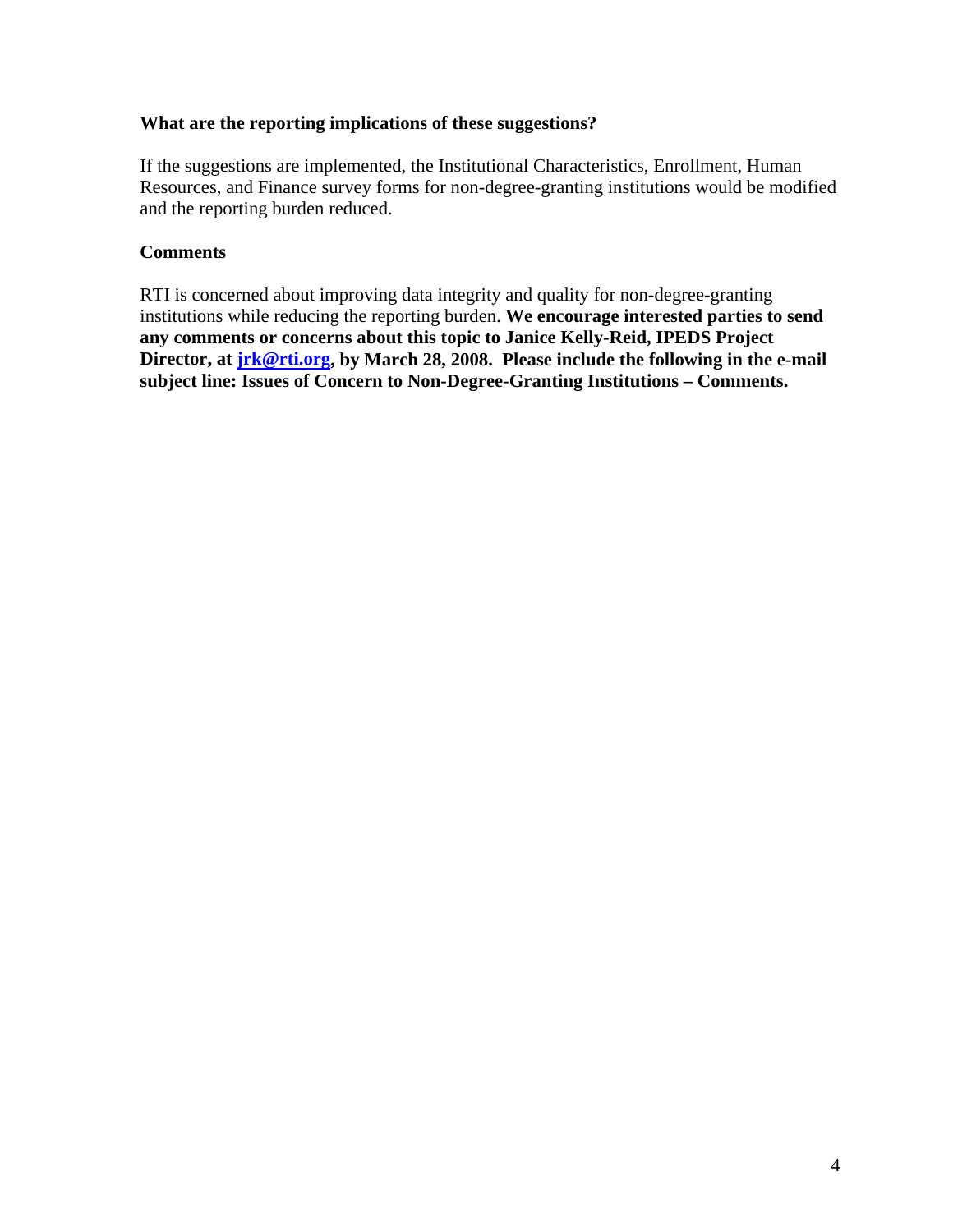### What are the reporting implications of these suggestions?

If the suggestions are implemented, the Institutional Characteristics, Enrollment, Human Resources, and Finance survey forms for non-degree-granting institutions would be modified and the reporting burden reduced.

### Comments

RTI is concerned about improving data integrity and quality for non-degree-granting institutions while reducing the reporting burden. **We encourage interested parties to send any comments or concerns about this topic to Janice Kelly-Reid, IPEDS Project Director, at jrk@rti.org, by March 28, 2008. Please include the following in the e-mail subject line: Issues of Concern to Non-Degree-Granting Institutions – Comments.**